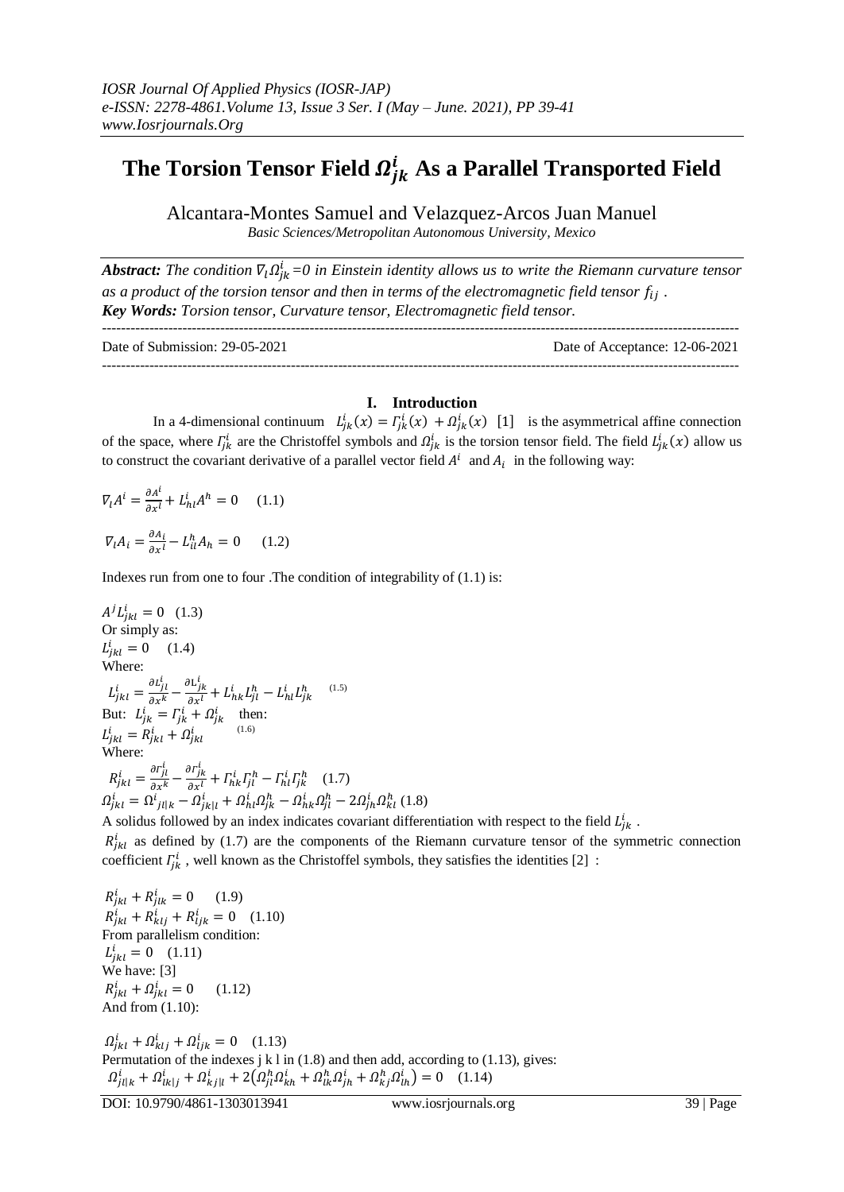# The Torsion Tensor Field $\Omega^i_{jk}$ As a Parallel Transported Field

Alcantara-Montes Samuel and Velazquez-Arcos Juan Manuel

*Basic Sciences/Metropolitan Autonomous University, Mexico*

***Abstract:*** *The condition $\nabla_l \Omega^i_{jk}=0$ in Einstein identity allows us to write the Riemann curvature tensor as a product of the torsion tensor and then in terms of the electromagnetic field tensor $f_{ij}$.*

***Key Words:*** *Torsion tensor, Curvature tensor, Electromagnetic field tensor.*

---

Date of Submission: 29-05-2021 Date of Acceptance: 12-06-2021

---

## I. Introduction

In a 4-dimensional continuum $L^i_{jk}(x) = \Gamma^i_{jk}(x) + \Omega^i_{jk}(x)$ [1] is the asymmetrical affine connection of the space, where $\Gamma^i_{jk}$ are the Christoffel symbols and $\Omega^i_{jk}$ is the torsion tensor field. The field $L^i_{jk}(x)$ allow us to construct the covariant derivative of a parallel vector field $A^i$ and $A_i$ in the following way:

$$\nabla_l A^i = \frac{\partial A^i}{\partial x^l} + L^i_{hl} A^h = 0 \quad (1.1)$$

$$\nabla_l A_i = \frac{\partial A_i}{\partial x^l} - L^h_{il} A_h = 0 \quad (1.2)$$

Indexes run from one to four .The condition of integrability of (1.1) is:

$$A^j L^i_{jkl} = 0 \quad (1.3)$$

Or simply as:

$$L^i_{jkl} = 0 \quad (1.4)$$

Where:

$$L^i_{jkl} = \frac{\partial L^i_{jl}}{\partial x^k} - \frac{\partial L^i_{jk}}{\partial x^l} + L^i_{hk} L^h_{jl} - L^i_{hl} L^h_{jk} \quad (1.5)$$

But: $L^i_{jk} = \Gamma^i_{jk} + \Omega^i_{jk}$ then:

$$L^i_{jkl} = R^i_{jkl} + \Omega^i_{jkl} \quad (1.6)$$

Where:

$$R^i_{jkl} = \frac{\partial \Gamma^i_{jl}}{\partial x^k} - \frac{\partial \Gamma^i_{jk}}{\partial x^l} + \Gamma^i_{hk}\Gamma^h_{jl} - \Gamma^i_{hl}\Gamma^h_{jk} \quad (1.7)$$

$$\Omega^i_{jkl} = \Omega^i_{jl|k} - \Omega^i_{jk|l} + \Omega^i_{hl}\Omega^h_{jk} - \Omega^i_{hk}\Omega^h_{jl} - 2\Omega^i_{jh}\Omega^h_{kl} \quad (1.8)$$

A solidus followed by an index indicates covariant differentiation with respect to the field $L^i_{jk}$.

$R^i_{jkl}$ as defined by (1.7) are the components of the Riemann curvature tensor of the symmetric connection coefficient $\Gamma^i_{jk}$, well known as the Christoffel symbols, they satisfies the identities [2] :

$$R^i_{jkl} + R^i_{jlk} = 0 \quad (1.9)$$

$$R^i_{jkl} + R^i_{klj} + R^i_{ljk} = 0 \quad (1.10)$$

From parallelism condition:

$$L^i_{jkl} = 0 \quad (1.11)$$

We have: [3]

$$R^i_{jkl} + \Omega^i_{jkl} = 0 \quad (1.12)$$

And from (1.10):

$$\Omega^i_{jkl} + \Omega^i_{klj} + \Omega^i_{ljk} = 0 \quad (1.13)$$

Permutation of the indexes j k l in (1.8) and then add, according to (1.13), gives:

$$\Omega^i_{jl|k} + \Omega^i_{lk|j} + \Omega^i_{kj|l} + 2\left(\Omega^h_{jl}\Omega^i_{kh} + \Omega^h_{lk}\Omega^i_{jh} + \Omega^h_{kj}\Omega^i_{lh}\right) = 0 \quad (1.14)$$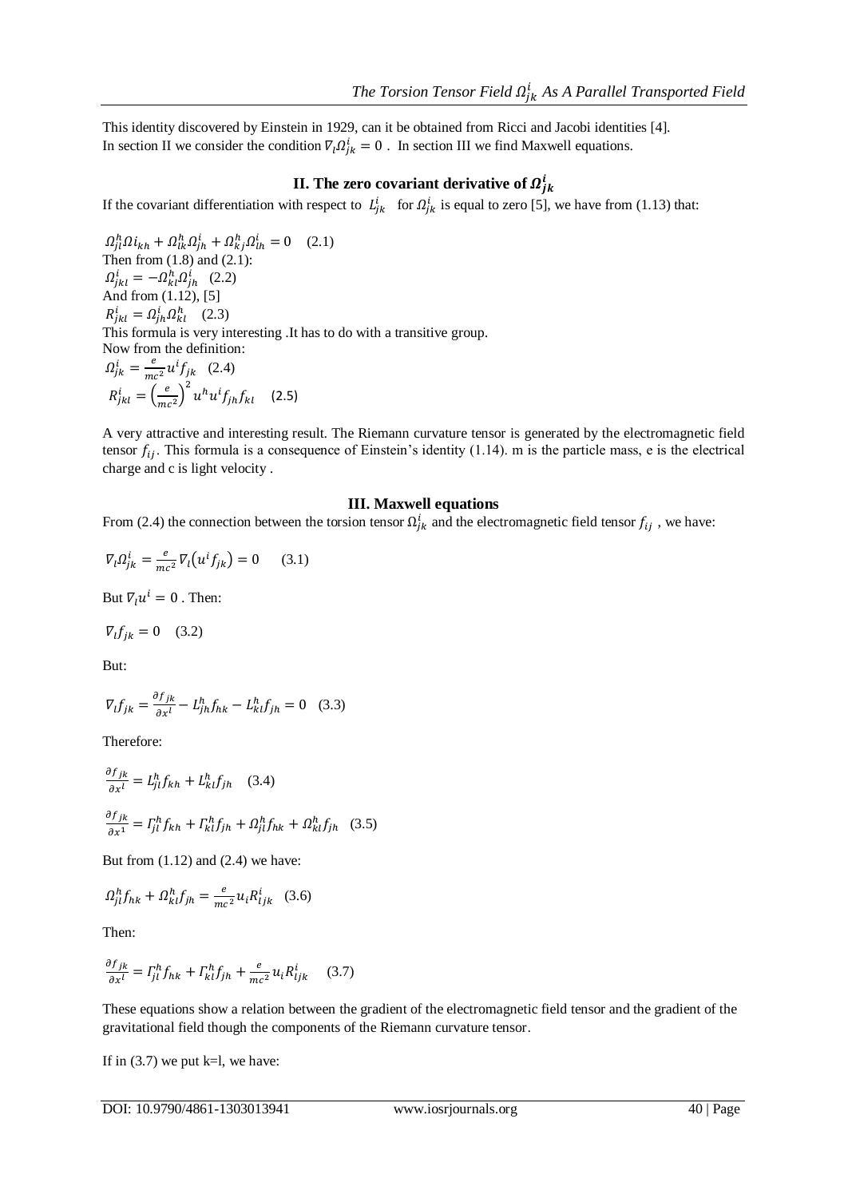This identity discovered by Einstein in 1929, can it be obtained from Ricci and Jacobi identities [4].
In section II we consider the condition $\nabla_l \Omega^i_{jk} = 0$ . In section III we find Maxwell equations.

## II. The zero covariant derivative of $\Omega^i_{jk}$

If the covariant differentiation with respect to $L^i_{jk}$ for $\Omega^i_{jk}$ is equal to zero [5], we have from (1.13) that:

$$\Omega^h_{jl}\Omega i_{kh} + \Omega^h_{lk}\Omega^i_{jh} + \Omega^h_{kj}\Omega^i_{lh} = 0 \quad (2.1)$$

Then from (1.8) and (2.1):

$$\Omega^i_{jkl} = -\Omega^h_{kl}\Omega^i_{jh} \quad (2.2)$$

And from (1.12), [5]

$$R^i_{jkl} = \Omega^i_{jh}\Omega^h_{kl} \quad (2.3)$$

This formula is very interesting .It has to do with a transitive group.
Now from the definition:

$$\Omega^i_{jk} = \frac{e}{mc^2} u^i f_{jk} \quad (2.4)$$

$$R^i_{jkl} = \left(\frac{e}{mc^2}\right)^2 u^h u^i f_{jh} f_{kl} \quad (2.5)$$

A very attractive and interesting result. The Riemann curvature tensor is generated by the electromagnetic field tensor $f_{ij}$. This formula is a consequence of Einstein's identity (1.14). m is the particle mass, e is the electrical charge and c is light velocity .

## III. Maxwell equations

From (2.4) the connection between the torsion tensor $\Omega^i_{jk}$ and the electromagnetic field tensor $f_{ij}$ , we have:

$$\nabla_l \Omega^i_{jk} = \frac{e}{mc^2} \nabla_l \left(u^i f_{jk}\right) = 0 \quad (3.1)$$

But $\nabla_l u^i = 0$ . Then:

$$\nabla_l f_{jk} = 0 \quad (3.2)$$

But:

$$\nabla_l f_{jk} = \frac{\partial f_{jk}}{\partial x^l} - L^h_{jh} f_{hk} - L^h_{kl} f_{jh} = 0 \quad (3.3)$$

Therefore:

$$\frac{\partial f_{jk}}{\partial x^l} = L^h_{jl} f_{kh} + L^h_{kl} f_{jh} \quad (3.4)$$

$$\frac{\partial f_{jk}}{\partial x^1} = \Gamma^h_{jl} f_{kh} + \Gamma^h_{kl} f_{jh} + \Omega^h_{jl} f_{hk} + \Omega^h_{kl} f_{jh} \quad (3.5)$$

But from (1.12) and (2.4) we have:

$$\Omega^h_{jl} f_{hk} + \Omega^h_{kl} f_{jh} = \frac{e}{mc^2} u_i R^i_{ljk} \quad (3.6)$$

Then:

$$\frac{\partial f_{jk}}{\partial x^l} = \Gamma^h_{jl} f_{hk} + \Gamma^h_{kl} f_{jh} + \frac{e}{mc^2} u_i R^i_{ljk} \quad (3.7)$$

These equations show a relation between the gradient of the electromagnetic field tensor and the gradient of the gravitational field though the components of the Riemann curvature tensor.

If in (3.7) we put k=l, we have: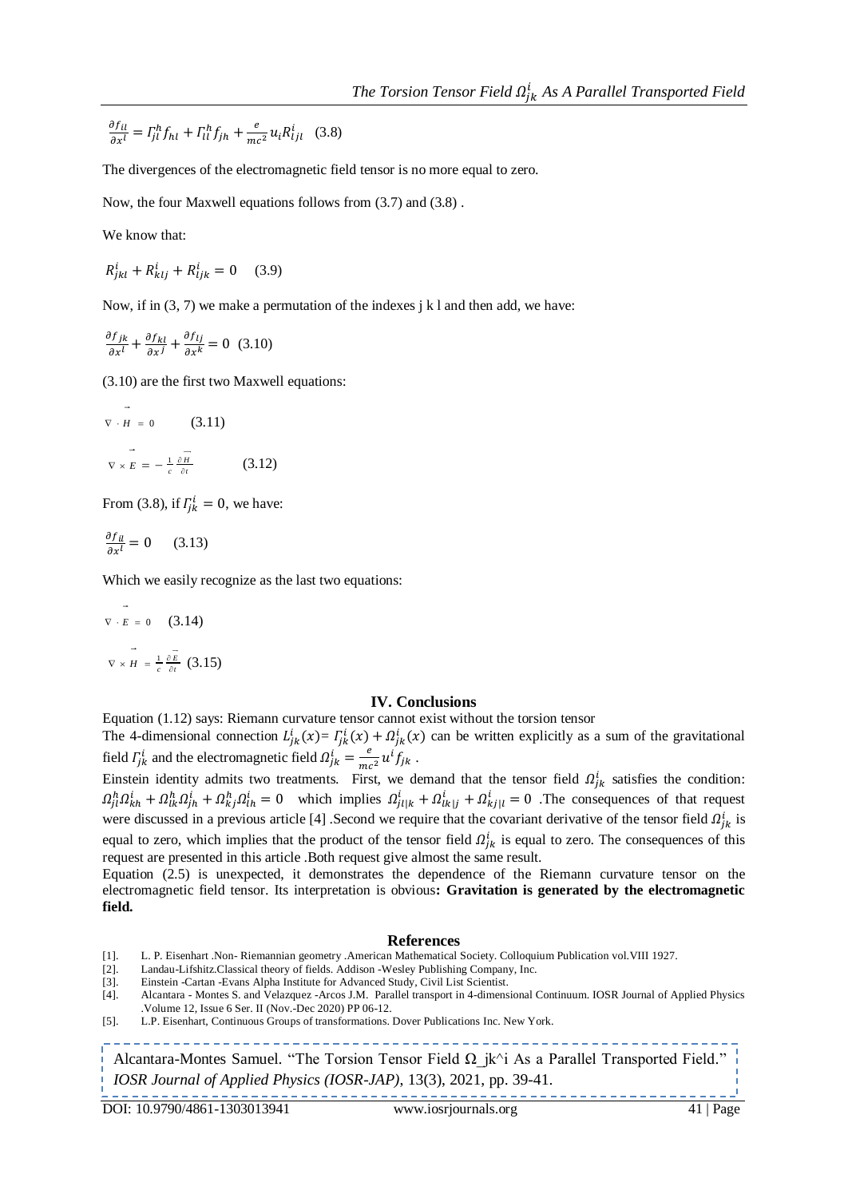$$\frac{\partial f_{il}}{\partial x^l} = \Gamma^h_{jl} f_{hl} + \Gamma^h_{ll} f_{jh} + \frac{e}{mc^2} u_i R^i_{ljl} \quad (3.8)$$

The divergences of the electromagnetic field tensor is no more equal to zero.

Now, the four Maxwell equations follows from (3.7) and (3.8) .

We know that:

$$R^i_{jkl} + R^i_{klj} + R^i_{ljk} = 0 \quad (3.9)$$

Now, if in (3, 7) we make a permutation of the indexes j k l and then add, we have:

$$\frac{\partial f_{jk}}{\partial x^l} + \frac{\partial f_{kl}}{\partial x^j} + \frac{\partial f_{lj}}{\partial x^k} = 0 \quad (3.10)$$

(3.10) are the first two Maxwell equations:

$$\nabla \cdot \vec{H} = 0 \quad (3.11)$$

$$\nabla \times \vec{E} = -\frac{1}{c}\frac{\partial \bar{H}}{\partial t} \quad (3.12)$$

From (3.8), if $\Gamma^i_{jk} = 0$, we have:

$$\frac{\partial f_{il}}{\partial x^l} = 0 \quad (3.13)$$

Which we easily recognize as the last two equations:

$$\nabla \cdot \vec{E} = 0 \quad (3.14)$$

$$\nabla \times \vec{H} = \frac{1}{c}\frac{\partial \bar{E}}{\partial t} \quad (3.15)$$

## IV. Conclusions

Equation (1.12) says: Riemann curvature tensor cannot exist without the torsion tensor

The 4-dimensional connection $L^i_{jk}(x) = \Gamma^i_{jk}(x) + \Omega^i_{jk}(x)$ can be written explicitly as a sum of the gravitational field $\Gamma^i_{jk}$ and the electromagnetic field $\Omega^i_{jk} = \frac{e}{mc^2} u^i f_{jk}$ .

Einstein identity admits two treatments. First, we demand that the tensor field $\Omega^i_{jk}$ satisfies the condition: $\Omega^h_{jl}\Omega^i_{kh} + \Omega^h_{lk}\Omega^i_{jh} + \Omega^h_{kj}\Omega^i_{lh} = 0$ which implies $\Omega^i_{jl|k} + \Omega^i_{lk|j} + \Omega^i_{kj|l} = 0$ .The consequences of that request were discussed in a previous article [4] .Second we require that the covariant derivative of the tensor field $\Omega^i_{jk}$ is equal to zero, which implies that the product of the tensor field $\Omega^i_{jk}$ is equal to zero. The consequences of this request are presented in this article .Both request give almost the same result.

Equation (2.5) is unexpected, it demonstrates the dependence of the Riemann curvature tensor on the electromagnetic field tensor. Its interpretation is obvious**: Gravitation is generated by the electromagnetic field.**

## References

[1]. L. P. Eisenhart .Non- Riemannian geometry .American Mathematical Society. Colloquium Publication vol.VIII 1927.

[2]. Landau-Lifshitz.Classical theory of fields. Addison -Wesley Publishing Company, Inc.

[3]. Einstein -Cartan -Evans Alpha Institute for Advanced Study, Civil List Scientist.

[4]. Alcantara - Montes S. and Velazquez -Arcos J.M. Parallel transport in 4-dimensional Continuum. IOSR Journal of Applied Physics .Volume 12, Issue 6 Ser. II (Nov.-Dec 2020) PP 06-12.

[5]. L.P. Eisenhart, Continuous Groups of transformations. Dover Publications Inc. New York.

Alcantara-Montes Samuel. "The Torsion Tensor Field Ω_jk^i As a Parallel Transported Field." *IOSR Journal of Applied Physics (IOSR-JAP)*, 13(3), 2021, pp. 39-41.